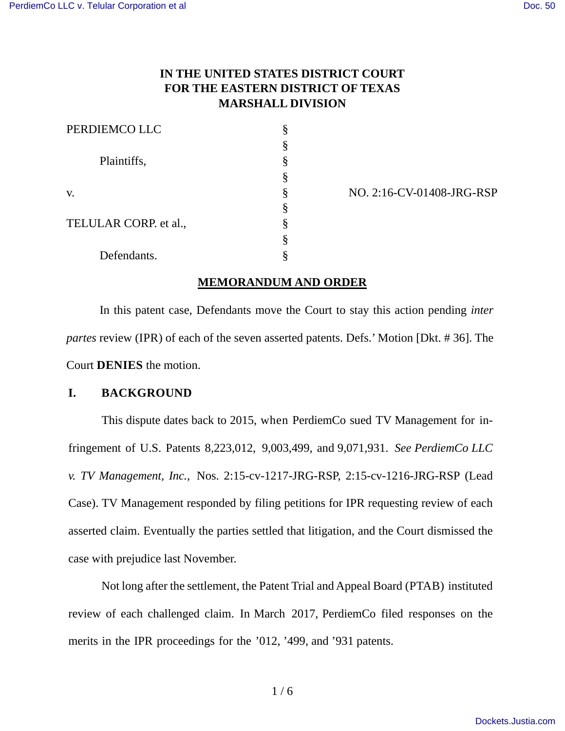**IN THE UNITED STATES DISTRICT COURT**
**FOR THE EASTERN DISTRICT OF TEXAS**
**MARSHALL DIVISION**

| | | |
|---|---|---|
| PERDIEMCO LLC | § | |
| | § | |
| Plaintiffs, | § | |
| | § | |
| v. | § | NO. 2:16-CV-01408-JRG-RSP |
| | § | |
| TELULAR CORP. et al., | § | |
| | § | |
| Defendants. | § | |

**MEMORANDUM AND ORDER**

In this patent case, Defendants move the Court to stay this action pending *inter partes* review (IPR) of each of the seven asserted patents. Defs.' Motion [Dkt. # 36]. The Court **DENIES** the motion.

## I. BACKGROUND

This dispute dates back to 2015, when PerdiemCo sued TV Management for infringement of U.S. Patents 8,223,012, 9,003,499, and 9,071,931. *See PerdiemCo LLC v. TV Management, Inc.*, Nos. 2:15-cv-1217-JRG-RSP, 2:15-cv-1216-JRG-RSP (Lead Case). TV Management responded by filing petitions for IPR requesting review of each asserted claim. Eventually the parties settled that litigation, and the Court dismissed the case with prejudice last November.

Not long after the settlement, the Patent Trial and Appeal Board (PTAB) instituted review of each challenged claim. In March 2017, PerdiemCo filed responses on the merits in the IPR proceedings for the '012, '499, and '931 patents.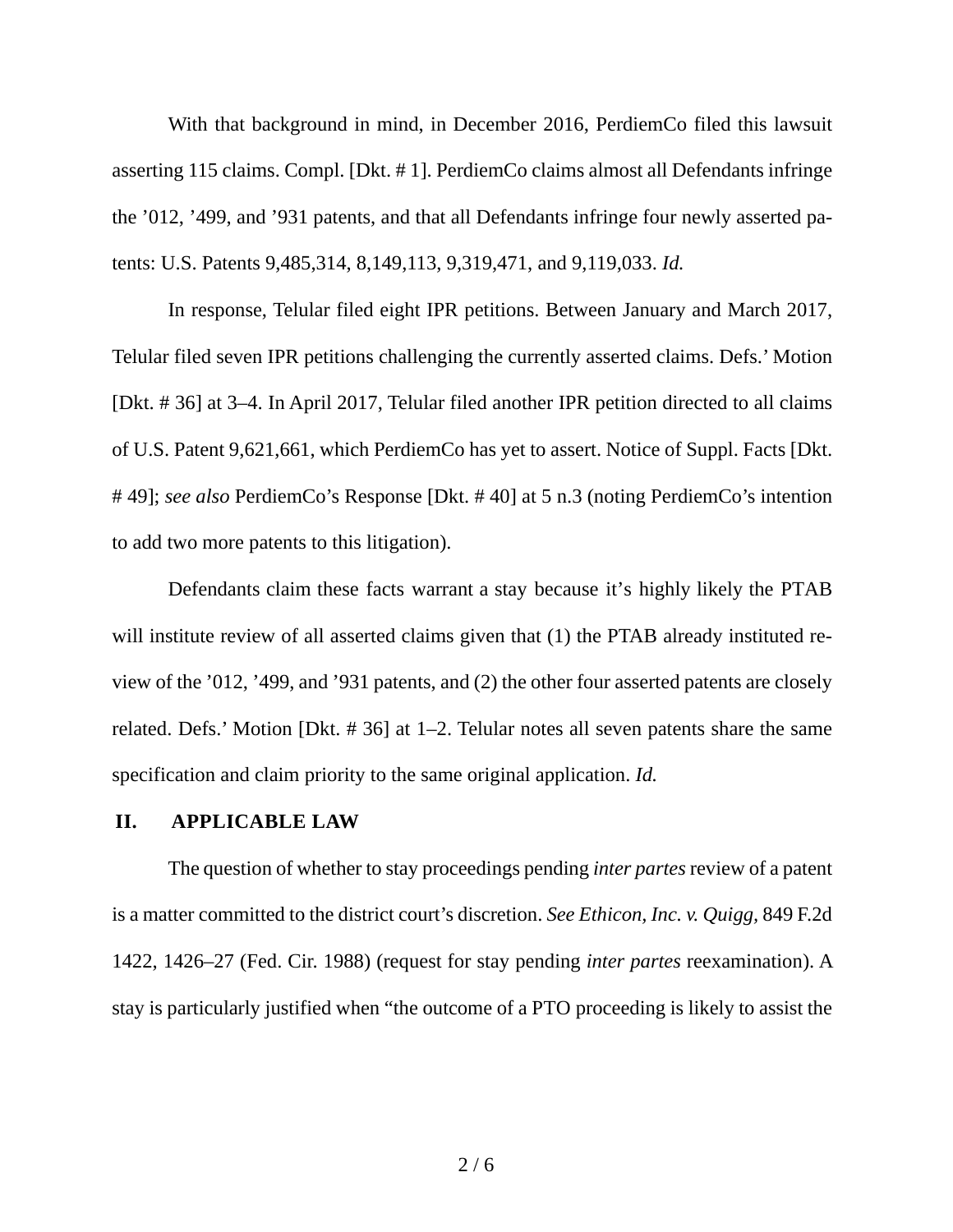With that background in mind, in December 2016, PerdiemCo filed this lawsuit asserting 115 claims. Compl. [Dkt. # 1]. PerdiemCo claims almost all Defendants infringe the ’012, ’499, and ’931 patents, and that all Defendants infringe four newly asserted patents: U.S. Patents 9,485,314, 8,149,113, 9,319,471, and 9,119,033. *Id.*

In response, Telular filed eight IPR petitions. Between January and March 2017, Telular filed seven IPR petitions challenging the currently asserted claims. Defs.’ Motion [Dkt. # 36] at 3–4. In April 2017, Telular filed another IPR petition directed to all claims of U.S. Patent 9,621,661, which PerdiemCo has yet to assert. Notice of Suppl. Facts [Dkt. # 49]; *see also* PerdiemCo’s Response [Dkt. # 40] at 5 n.3 (noting PerdiemCo’s intention to add two more patents to this litigation).

Defendants claim these facts warrant a stay because it’s highly likely the PTAB will institute review of all asserted claims given that (1) the PTAB already instituted review of the ’012, ’499, and ’931 patents, and (2) the other four asserted patents are closely related. Defs.’ Motion [Dkt. # 36] at 1–2. Telular notes all seven patents share the same specification and claim priority to the same original application. *Id.*

## II. APPLICABLE LAW

The question of whether to stay proceedings pending *inter partes* review of a patent is a matter committed to the district court’s discretion. *See Ethicon, Inc. v. Quigg*, 849 F.2d 1422, 1426–27 (Fed. Cir. 1988) (request for stay pending *inter partes* reexamination). A stay is particularly justified when “the outcome of a PTO proceeding is likely to assist the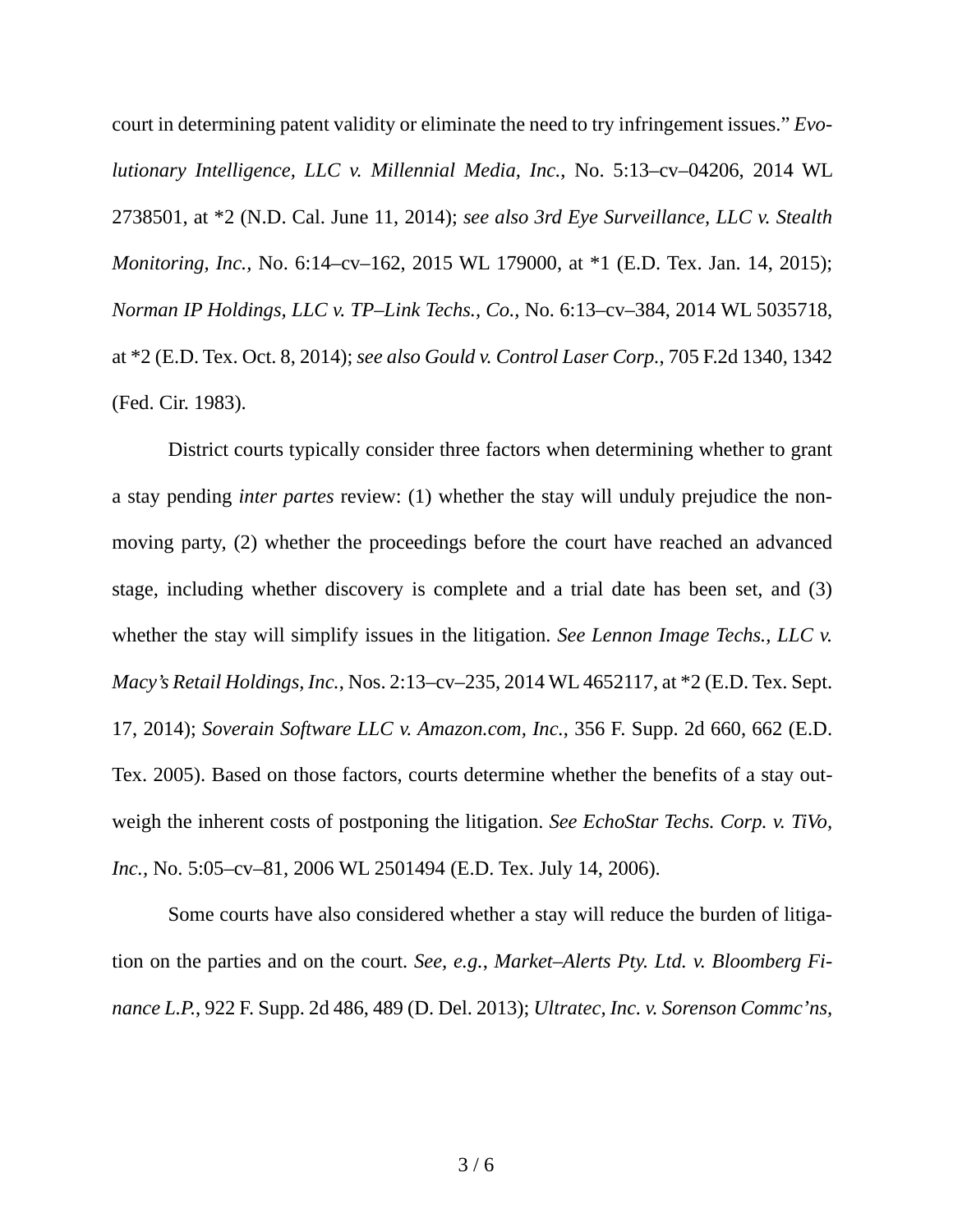court in determining patent validity or eliminate the need to try infringement issues." *Evolutionary Intelligence, LLC v. Millennial Media, Inc.*, No. 5:13–cv–04206, 2014 WL 2738501, at *2 (N.D. Cal. June 11, 2014); *see also 3rd Eye Surveillance, LLC v. Stealth Monitoring, Inc.*, No. 6:14–cv–162, 2015 WL 179000, at *1 (E.D. Tex. Jan. 14, 2015); *Norman IP Holdings, LLC v. TP–Link Techs., Co.*, No. 6:13–cv–384, 2014 WL 5035718, at *2 (E.D. Tex. Oct. 8, 2014); *see also Gould v. Control Laser Corp.*, 705 F.2d 1340, 1342 (Fed. Cir. 1983).

District courts typically consider three factors when determining whether to grant a stay pending *inter partes* review: (1) whether the stay will unduly prejudice the non-moving party, (2) whether the proceedings before the court have reached an advanced stage, including whether discovery is complete and a trial date has been set, and (3) whether the stay will simplify issues in the litigation. *See Lennon Image Techs., LLC v. Macy's Retail Holdings, Inc.*, Nos. 2:13–cv–235, 2014 WL 4652117, at *2 (E.D. Tex. Sept. 17, 2014); *Soverain Software LLC v. Amazon.com, Inc.*, 356 F. Supp. 2d 660, 662 (E.D. Tex. 2005). Based on those factors, courts determine whether the benefits of a stay outweigh the inherent costs of postponing the litigation. *See EchoStar Techs. Corp. v. TiVo, Inc.*, No. 5:05–cv–81, 2006 WL 2501494 (E.D. Tex. July 14, 2006).

Some courts have also considered whether a stay will reduce the burden of litigation on the parties and on the court. *See, e.g.*, *Market–Alerts Pty. Ltd. v. Bloomberg Finance L.P.*, 922 F. Supp. 2d 486, 489 (D. Del. 2013); *Ultratec, Inc. v. Sorenson Commc'ns,*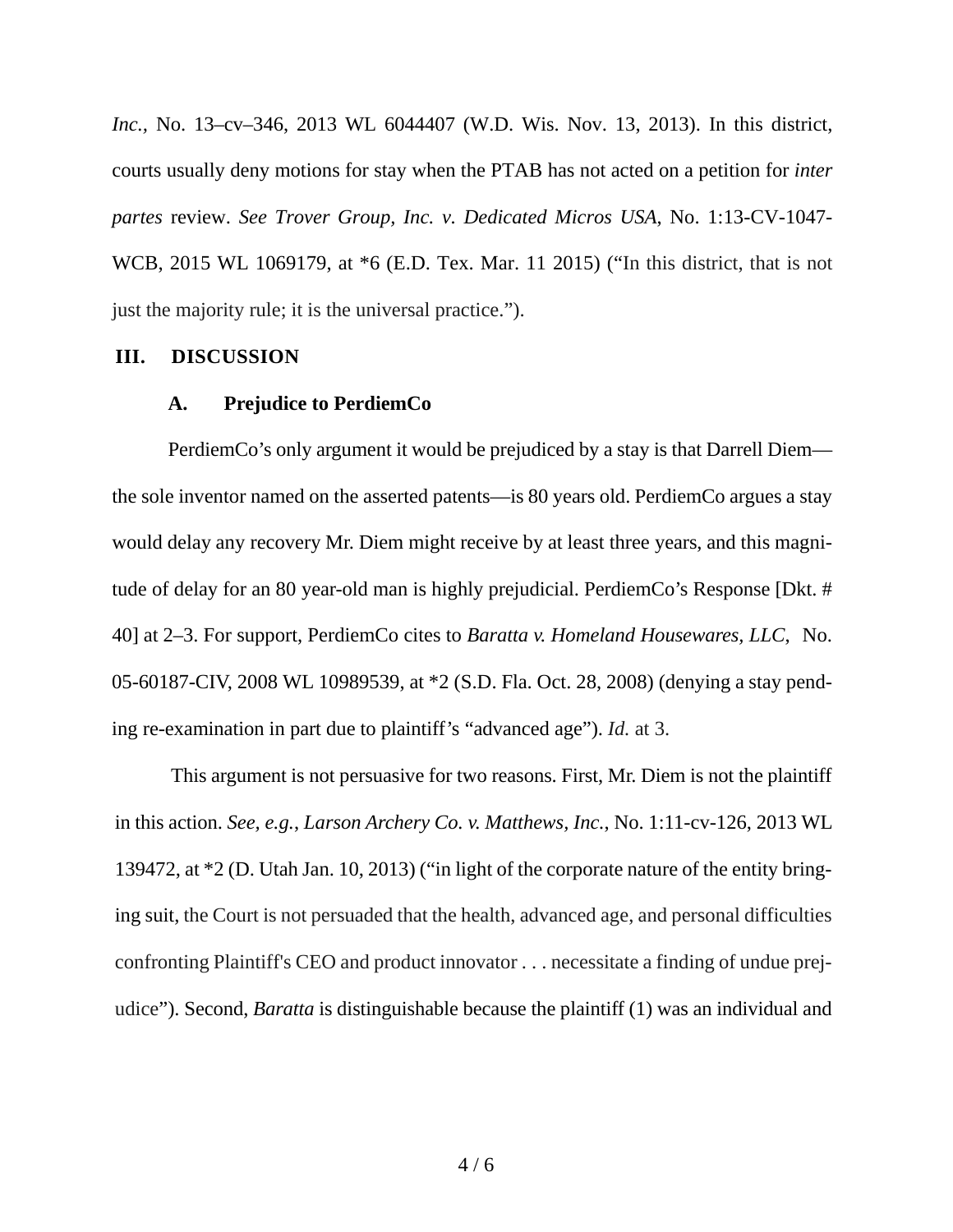*Inc.*, No. 13–cv–346, 2013 WL 6044407 (W.D. Wis. Nov. 13, 2013). In this district, courts usually deny motions for stay when the PTAB has not acted on a petition for *inter partes* review. *See Trover Group, Inc. v. Dedicated Micros USA*, No. 1:13-CV-1047-WCB, 2015 WL 1069179, at *6 (E.D. Tex. Mar. 11 2015) ("In this district, that is not just the majority rule; it is the universal practice.").

## III. DISCUSSION

### A. Prejudice to PerdiemCo

PerdiemCo's only argument it would be prejudiced by a stay is that Darrell Diem—the sole inventor named on the asserted patents—is 80 years old. PerdiemCo argues a stay would delay any recovery Mr. Diem might receive by at least three years, and this magnitude of delay for an 80 year-old man is highly prejudicial. PerdiemCo's Response [Dkt. # 40] at 2–3. For support, PerdiemCo cites to *Baratta v. Homeland Housewares, LLC*, No. 05-60187-CIV, 2008 WL 10989539, at *2 (S.D. Fla. Oct. 28, 2008) (denying a stay pending re-examination in part due to plaintiff's "advanced age"). *Id.* at 3.

This argument is not persuasive for two reasons. First, Mr. Diem is not the plaintiff in this action. *See, e.g.*, *Larson Archery Co. v. Matthews, Inc.*, No. 1:11-cv-126, 2013 WL 139472, at *2 (D. Utah Jan. 10, 2013) ("in light of the corporate nature of the entity bringing suit, the Court is not persuaded that the health, advanced age, and personal difficulties confronting Plaintiff's CEO and product innovator . . . necessitate a finding of undue prejudice"). Second, *Baratta* is distinguishable because the plaintiff (1) was an individual and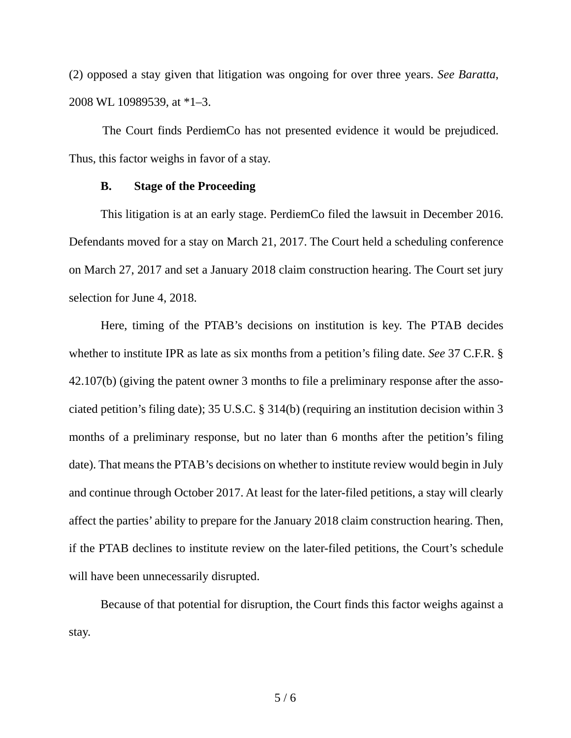(2) opposed a stay given that litigation was ongoing for over three years. *See Baratta*, 2008 WL 10989539, at *1–3.

The Court finds PerdiemCo has not presented evidence it would be prejudiced. Thus, this factor weighs in favor of a stay.

### B. Stage of the Proceeding

This litigation is at an early stage. PerdiemCo filed the lawsuit in December 2016. Defendants moved for a stay on March 21, 2017. The Court held a scheduling conference on March 27, 2017 and set a January 2018 claim construction hearing. The Court set jury selection for June 4, 2018.

Here, timing of the PTAB's decisions on institution is key. The PTAB decides whether to institute IPR as late as six months from a petition's filing date. *See* 37 C.F.R. § 42.107(b) (giving the patent owner 3 months to file a preliminary response after the associated petition's filing date); 35 U.S.C. § 314(b) (requiring an institution decision within 3 months of a preliminary response, but no later than 6 months after the petition's filing date). That means the PTAB's decisions on whether to institute review would begin in July and continue through October 2017. At least for the later-filed petitions, a stay will clearly affect the parties' ability to prepare for the January 2018 claim construction hearing. Then, if the PTAB declines to institute review on the later-filed petitions, the Court's schedule will have been unnecessarily disrupted.

Because of that potential for disruption, the Court finds this factor weighs against a stay.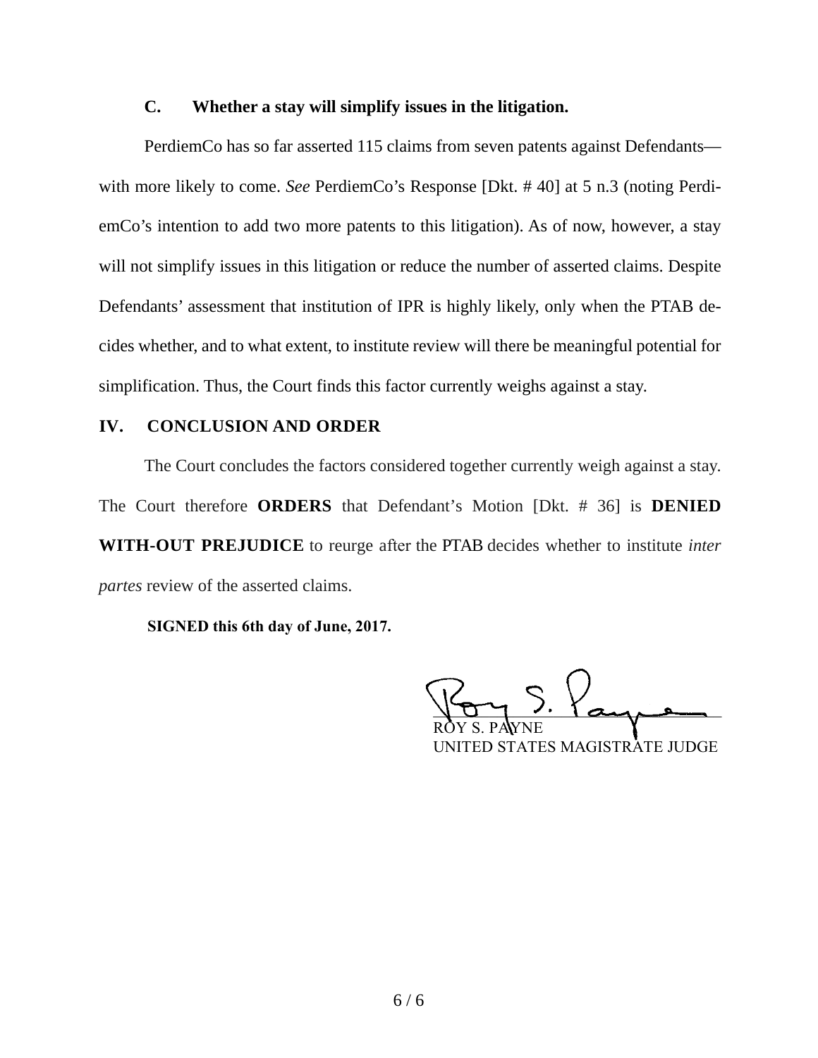### C. Whether a stay will simplify issues in the litigation.

PerdiemCo has so far asserted 115 claims from seven patents against Defendants—with more likely to come. *See* PerdiemCo's Response [Dkt. # 40] at 5 n.3 (noting PerdiemCo's intention to add two more patents to this litigation). As of now, however, a stay will not simplify issues in this litigation or reduce the number of asserted claims. Despite Defendants' assessment that institution of IPR is highly likely, only when the PTAB decides whether, and to what extent, to institute review will there be meaningful potential for simplification. Thus, the Court finds this factor currently weighs against a stay.

## IV. CONCLUSION AND ORDER

The Court concludes the factors considered together currently weigh against a stay. The Court therefore **ORDERS** that Defendant's Motion [Dkt. # 36] is **DENIED WITH-OUT PREJUDICE** to reurge after the PTAB decides whether to institute *inter partes* review of the asserted claims.

**SIGNED this 6th day of June, 2017.**

ROY S. PAYNE
UNITED STATES MAGISTRATE JUDGE